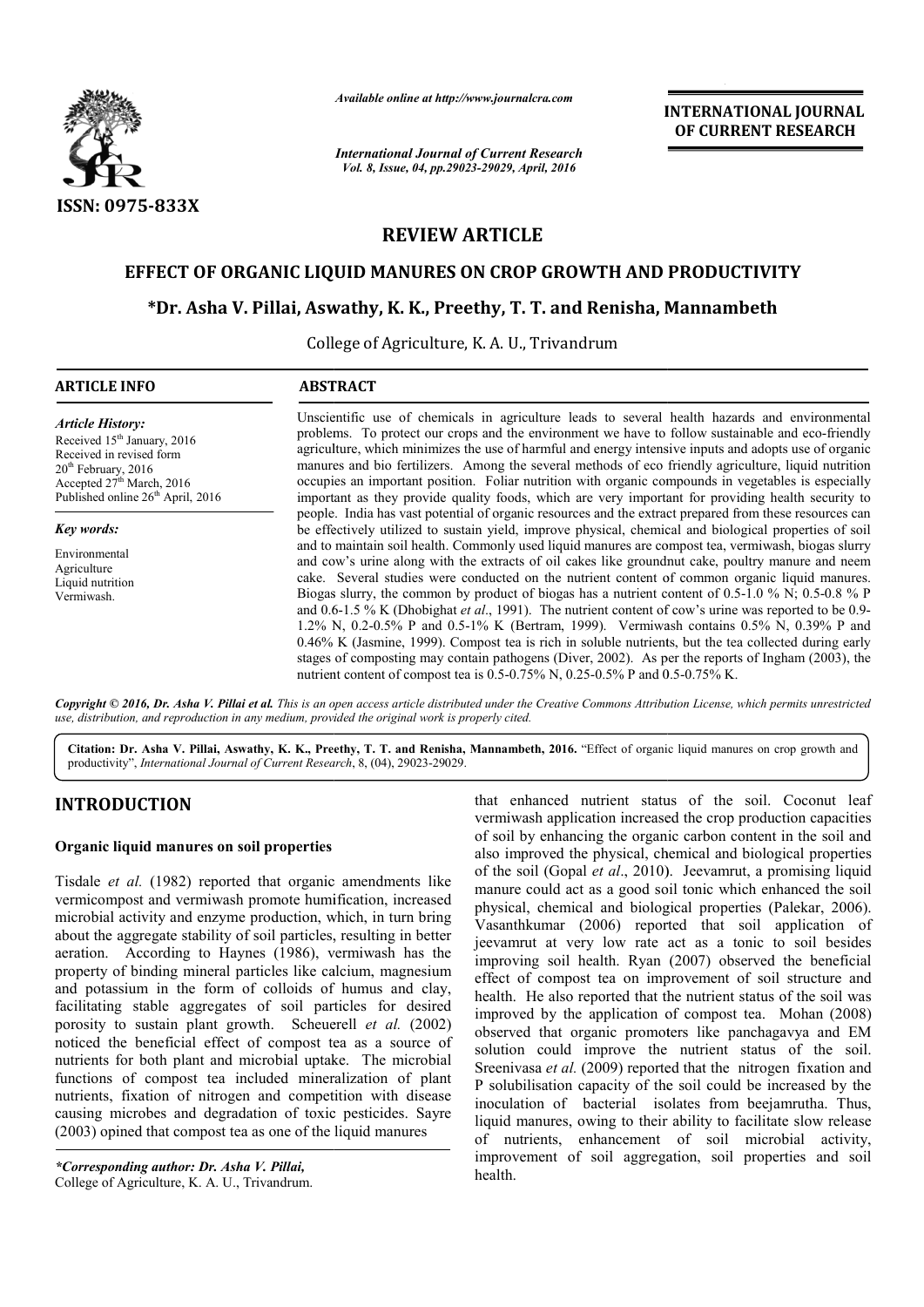*Available online at http://www.journalcra.com*

*International Journal of Current Research*
*Vol. 8, Issue, 04, pp.29023-29029, April, 2016*

**INTERNATIONAL JOURNAL OF CURRENT RESEARCH**

ISSN: 0975-833X

# REVIEW ARTICLE

# EFFECT OF ORGANIC LIQUID MANURES ON CROP GROWTH AND PRODUCTIVITY

**\*Dr. Asha V. Pillai, Aswathy, K. K., Preethy, T. T. and Renisha, Mannambeth**

College of Agriculture, K. A. U., Trivandrum

**ARTICLE INFO**

*Article History:*
Received 15th January, 2016
Received in revised form
20th February, 2016
Accepted 27th March, 2016
Published online 26th April, 2016

*Key words:*
Environmental
Agriculture
Liquid nutrition
Vermiwash.

**ABSTRACT**

Unscientific use of chemicals in agriculture leads to several health hazards and environmental problems. To protect our crops and the environment we have to follow sustainable and eco-friendly agriculture, which minimizes the use of harmful and energy intensive inputs and adopts use of organic manures and bio fertilizers. Among the several methods of eco friendly agriculture, liquid nutrition occupies an important position. Foliar nutrition with organic compounds in vegetables is especially important as they provide quality foods, which are very important for providing health security to people. India has vast potential of organic resources and the extract prepared from these resources can be effectively utilized to sustain yield, improve physical, chemical and biological properties of soil and to maintain soil health. Commonly used liquid manures are compost tea, vermiwash, biogas slurry and cow's urine along with the extracts of oil cakes like groundnut cake, poultry manure and neem cake. Several studies were conducted on the nutrient content of common organic liquid manures. Biogas slurry, the common by product of biogas has a nutrient content of 0.5-1.0 % N; 0.5-0.8 % P and 0.6-1.5 % K (Dhobighat *et al*., 1991). The nutrient content of cow's urine was reported to be 0.9-1.2% N, 0.2-0.5% P and 0.5-1% K (Bertram, 1999). Vermiwash contains 0.5% N, 0.39% P and 0.46% K (Jasmine, 1999). Compost tea is rich in soluble nutrients, but the tea collected during early stages of composting may contain pathogens (Diver, 2002). As per the reports of Ingham (2003), the nutrient content of compost tea is 0.5-0.75% N, 0.25-0.5% P and 0.5-0.75% K.

*Copyright © 2016, Dr. Asha V. Pillai et al. This is an open access article distributed under the Creative Commons Attribution License, which permits unrestricted use, distribution, and reproduction in any medium, provided the original work is properly cited.*

**Citation: Dr. Asha V. Pillai, Aswathy, K. K., Preethy, T. T. and Renisha, Mannambeth, 2016.** "Effect of organic liquid manures on crop growth and productivity", *International Journal of Current Research*, 8, (04), 29023-29029.

## INTRODUCTION

### Organic liquid manures on soil properties

Tisdale *et al.* (1982) reported that organic amendments like vermicompost and vermiwash promote humification, increased microbial activity and enzyme production, which, in turn bring about the aggregate stability of soil particles, resulting in better aeration. According to Haynes (1986), vermiwash has the property of binding mineral particles like calcium, magnesium and potassium in the form of colloids of humus and clay, facilitating stable aggregates of soil particles for desired porosity to sustain plant growth. Scheuerell *et al.* (2002) noticed the beneficial effect of compost tea as a source of nutrients for both plant and microbial uptake. The microbial functions of compost tea included mineralization of plant nutrients, fixation of nitrogen and competition with disease causing microbes and degradation of toxic pesticides. Sayre (2003) opined that compost tea as one of the liquid manures that enhanced nutrient status of the soil. Coconut leaf vermiwash application increased the crop production capacities of soil by enhancing the organic carbon content in the soil and also improved the physical, chemical and biological properties of the soil (Gopal *et al*., 2010). Jeevamrut, a promising liquid manure could act as a good soil tonic which enhanced the soil physical, chemical and biological properties (Palekar, 2006). Vasanthkumar (2006) reported that soil application of jeevamrut at very low rate act as a tonic to soil besides improving soil health. Ryan (2007) observed the beneficial effect of compost tea on improvement of soil structure and health. He also reported that the nutrient status of the soil was improved by the application of compost tea. Mohan (2008) observed that organic promoters like panchagavya and EM solution could improve the nutrient status of the soil. Sreenivasa *et al.* (2009) reported that the nitrogen fixation and P solubilisation capacity of the soil could be increased by the inoculation of bacterial isolates from beejamrutha. Thus, liquid manures, owing to their ability to facilitate slow release of nutrients, enhancement of soil microbial activity, improvement of soil aggregation, soil properties and soil health.

*\*Corresponding author: Dr. Asha V. Pillai,*
College of Agriculture, K. A. U., Trivandrum.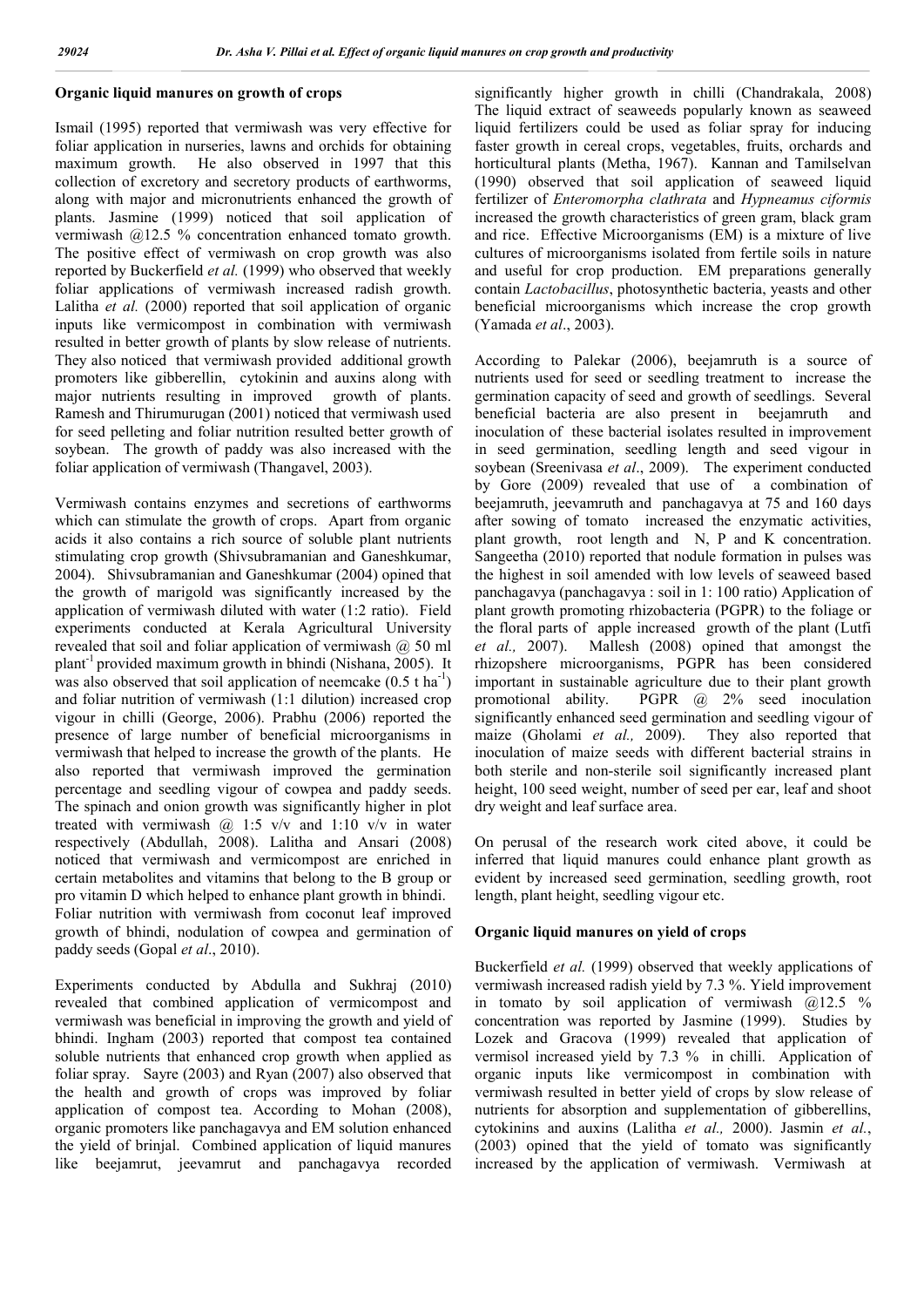## Organic liquid manures on growth of crops

Ismail (1995) reported that vermiwash was very effective for foliar application in nurseries, lawns and orchids for obtaining maximum growth. He also observed in 1997 that this collection of excretory and secretory products of earthworms, along with major and micronutrients enhanced the growth of plants. Jasmine (1999) noticed that soil application of vermiwash @12.5 % concentration enhanced tomato growth. The positive effect of vermiwash on crop growth was also reported by Buckerfield *et al.* (1999) who observed that weekly foliar applications of vermiwash increased radish growth. Lalitha *et al.* (2000) reported that soil application of organic inputs like vermicompost in combination with vermiwash resulted in better growth of plants by slow release of nutrients. They also noticed that vermiwash provided additional growth promoters like gibberellin, cytokinin and auxins along with major nutrients resulting in improved growth of plants. Ramesh and Thirumurugan (2001) noticed that vermiwash used for seed pelleting and foliar nutrition resulted better growth of soybean. The growth of paddy was also increased with the foliar application of vermiwash (Thangavel, 2003).

Vermiwash contains enzymes and secretions of earthworms which can stimulate the growth of crops. Apart from organic acids it also contains a rich source of soluble plant nutrients stimulating crop growth (Shivsubramanian and Ganeshkumar, 2004). Shivsubramanian and Ganeshkumar (2004) opined that the growth of marigold was significantly increased by the application of vermiwash diluted with water (1:2 ratio). Field experiments conducted at Kerala Agricultural University revealed that soil and foliar application of vermiwash @ 50 ml plant$^{-1}$ provided maximum growth in bhindi (Nishana, 2005). It was also observed that soil application of neemcake (0.5 t ha$^{-1}$) and foliar nutrition of vermiwash (1:1 dilution) increased crop vigour in chilli (George, 2006). Prabhu (2006) reported the presence of large number of beneficial microorganisms in vermiwash that helped to increase the growth of the plants. He also reported that vermiwash improved the germination percentage and seedling vigour of cowpea and paddy seeds. The spinach and onion growth was significantly higher in plot treated with vermiwash @ 1:5 v/v and 1:10 v/v in water respectively (Abdullah, 2008). Lalitha and Ansari (2008) noticed that vermiwash and vermicompost are enriched in certain metabolites and vitamins that belong to the B group or pro vitamin D which helped to enhance plant growth in bhindi. Foliar nutrition with vermiwash from coconut leaf improved growth of bhindi, nodulation of cowpea and germination of paddy seeds (Gopal *et al*., 2010).

Experiments conducted by Abdulla and Sukhraj (2010) revealed that combined application of vermicompost and vermiwash was beneficial in improving the growth and yield of bhindi. Ingham (2003) reported that compost tea contained soluble nutrients that enhanced crop growth when applied as foliar spray. Sayre (2003) and Ryan (2007) also observed that the health and growth of crops was improved by foliar application of compost tea. According to Mohan (2008), organic promoters like panchagavya and EM solution enhanced the yield of brinjal. Combined application of liquid manures like beejamrut, jeevamrut and panchagavya recorded significantly higher growth in chilli (Chandrakala, 2008) The liquid extract of seaweeds popularly known as seaweed liquid fertilizers could be used as foliar spray for inducing faster growth in cereal crops, vegetables, fruits, orchards and horticultural plants (Metha, 1967). Kannan and Tamilselvan (1990) observed that soil application of seaweed liquid fertilizer of *Enteromorpha clathrata* and *Hypneamus ciformis* increased the growth characteristics of green gram, black gram and rice. Effective Microorganisms (EM) is a mixture of live cultures of microorganisms isolated from fertile soils in nature and useful for crop production. EM preparations generally contain *Lactobacillus*, photosynthetic bacteria, yeasts and other beneficial microorganisms which increase the crop growth (Yamada *et al*., 2003).

According to Palekar (2006), beejamruth is a source of nutrients used for seed or seedling treatment to increase the germination capacity of seed and growth of seedlings. Several beneficial bacteria are also present in beejamruth and inoculation of these bacterial isolates resulted in improvement in seed germination, seedling length and seed vigour in soybean (Sreenivasa *et al*., 2009). The experiment conducted by Gore (2009) revealed that use of a combination of beejamruth, jeevamruth and panchagavya at 75 and 160 days after sowing of tomato increased the enzymatic activities, plant growth, root length and N, P and K concentration. Sangeetha (2010) reported that nodule formation in pulses was the highest in soil amended with low levels of seaweed based panchagavya (panchagavya : soil in 1: 100 ratio) Application of plant growth promoting rhizobacteria (PGPR) to the foliage or the floral parts of apple increased growth of the plant (Lutfi *et al.,* 2007). Mallesh (2008) opined that amongst the rhizopshere microorganisms, PGPR has been considered important in sustainable agriculture due to their plant growth promotional ability. PGPR @ 2% seed inoculation significantly enhanced seed germination and seedling vigour of maize (Gholami *et al.,* 2009). They also reported that inoculation of maize seeds with different bacterial strains in both sterile and non-sterile soil significantly increased plant height, 100 seed weight, number of seed per ear, leaf and shoot dry weight and leaf surface area.

On perusal of the research work cited above, it could be inferred that liquid manures could enhance plant growth as evident by increased seed germination, seedling growth, root length, plant height, seedling vigour etc.

## Organic liquid manures on yield of crops

Buckerfield *et al.* (1999) observed that weekly applications of vermiwash increased radish yield by 7.3 %. Yield improvement in tomato by soil application of vermiwash @12.5 % concentration was reported by Jasmine (1999). Studies by Lozek and Gracova (1999) revealed that application of vermisol increased yield by 7.3 % in chilli. Application of organic inputs like vermicompost in combination with vermiwash resulted in better yield of crops by slow release of nutrients for absorption and supplementation of gibberellins, cytokinins and auxins (Lalitha *et al.,* 2000). Jasmin *et al.*, (2003) opined that the yield of tomato was significantly increased by the application of vermiwash. Vermiwash at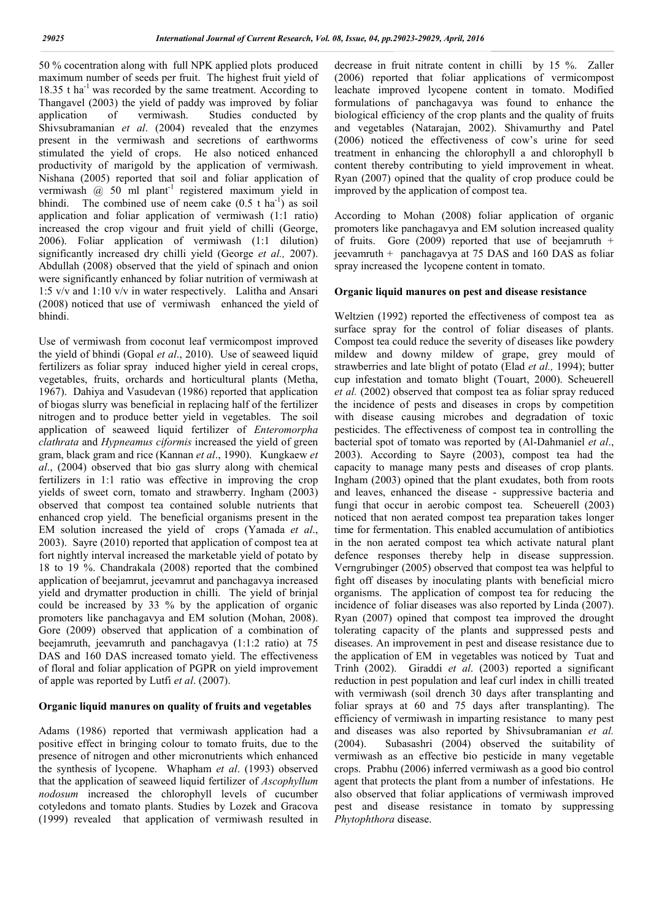50 % cocentration along with full NPK applied plots produced maximum number of seeds per fruit. The highest fruit yield of 18.35 t ha$^{-1}$ was recorded by the same treatment. According to Thangavel (2003) the yield of paddy was improved by foliar application of vermiwash. Studies conducted by Shivsubramanian *et al*. (2004) revealed that the enzymes present in the vermiwash and secretions of earthworms stimulated the yield of crops. He also noticed enhanced productivity of marigold by the application of vermiwash. Nishana (2005) reported that soil and foliar application of vermiwash @ 50 ml plant$^{-1}$ registered maximum yield in bhindi. The combined use of neem cake (0.5 t ha$^{-1}$) as soil application and foliar application of vermiwash (1:1 ratio) increased the crop vigour and fruit yield of chilli (George, 2006). Foliar application of vermiwash (1:1 dilution) significantly increased dry chilli yield (George *et al.,* 2007). Abdullah (2008) observed that the yield of spinach and onion were significantly enhanced by foliar nutrition of vermiwash at 1:5 v/v and 1:10 v/v in water respectively. Lalitha and Ansari (2008) noticed that use of vermiwash enhanced the yield of bhindi.

Use of vermiwash from coconut leaf vermicompost improved the yield of bhindi (Gopal *et al*., 2010). Use of seaweed liquid fertilizers as foliar spray induced higher yield in cereal crops, vegetables, fruits, orchards and horticultural plants (Metha, 1967). Dahiya and Vasudevan (1986) reported that application of biogas slurry was beneficial in replacing half of the fertilizer nitrogen and to produce better yield in vegetables. The soil application of seaweed liquid fertilizer of *Enteromorpha clathrata* and *Hypneamus ciformis* increased the yield of green gram, black gram and rice (Kannan *et al*., 1990). Kungkaew *et al*., (2004) observed that bio gas slurry along with chemical fertilizers in 1:1 ratio was effective in improving the crop yields of sweet corn, tomato and strawberry. Ingham (2003) observed that compost tea contained soluble nutrients that enhanced crop yield. The beneficial organisms present in the EM solution increased the yield of crops (Yamada *et al*., 2003). Sayre (2010) reported that application of compost tea at fort nightly interval increased the marketable yield of potato by 18 to 19 %. Chandrakala (2008) reported that the combined application of beejamrut, jeevamrut and panchagavya increased yield and drymatter production in chilli. The yield of brinjal could be increased by 33 % by the application of organic promoters like panchagavya and EM solution (Mohan, 2008). Gore (2009) observed that application of a combination of beejamruth, jeevamruth and panchagavya (1:1:2 ratio) at 75 DAS and 160 DAS increased tomato yield. The effectiveness of floral and foliar application of PGPR on yield improvement of apple was reported by Lutfi *et al*. (2007).

### Organic liquid manures on quality of fruits and vegetables

Adams (1986) reported that vermiwash application had a positive effect in bringing colour to tomato fruits, due to the presence of nitrogen and other micronutrients which enhanced the synthesis of lycopene. Whapham *et al*. (1993) observed that the application of seaweed liquid fertilizer of *Ascophyllum nodosum* increased the chlorophyll levels of cucumber cotyledons and tomato plants. Studies by Lozek and Gracova (1999) revealed that application of vermiwash resulted in decrease in fruit nitrate content in chilli by 15 %. Zaller (2006) reported that foliar applications of vermicompost leachate improved lycopene content in tomato. Modified formulations of panchagavya was found to enhance the biological efficiency of the crop plants and the quality of fruits and vegetables (Natarajan, 2002). Shivamurthy and Patel (2006) noticed the effectiveness of cow's urine for seed treatment in enhancing the chlorophyll a and chlorophyll b content thereby contributing to yield improvement in wheat. Ryan (2007) opined that the quality of crop produce could be improved by the application of compost tea.

According to Mohan (2008) foliar application of organic promoters like panchagavya and EM solution increased quality of fruits. Gore (2009) reported that use of beejamruth + jeevamruth + panchagavya at 75 DAS and 160 DAS as foliar spray increased the lycopene content in tomato.

### Organic liquid manures on pest and disease resistance

Weltzien (1992) reported the effectiveness of compost tea as surface spray for the control of foliar diseases of plants. Compost tea could reduce the severity of diseases like powdery mildew and downy mildew of grape, grey mould of strawberries and late blight of potato (Elad *et al.,* 1994); butter cup infestation and tomato blight (Touart, 2000). Scheuerell *et al.* (2002) observed that compost tea as foliar spray reduced the incidence of pests and diseases in crops by competition with disease causing microbes and degradation of toxic pesticides. The effectiveness of compost tea in controlling the bacterial spot of tomato was reported by (Al-Dahmaniel *et al*., 2003). According to Sayre (2003), compost tea had the capacity to manage many pests and diseases of crop plants. Ingham (2003) opined that the plant exudates, both from roots and leaves, enhanced the disease - suppressive bacteria and fungi that occur in aerobic compost tea. Scheuerell (2003) noticed that non aerated compost tea preparation takes longer time for fermentation. This enabled accumulation of antibiotics in the non aerated compost tea which activate natural plant defence responses thereby help in disease suppression. Verngrubinger (2005) observed that compost tea was helpful to fight off diseases by inoculating plants with beneficial micro organisms. The application of compost tea for reducing the incidence of foliar diseases was also reported by Linda (2007). Ryan (2007) opined that compost tea improved the drought tolerating capacity of the plants and suppressed pests and diseases. An improvement in pest and disease resistance due to the application of EM in vegetables was noticed by Tuat and Trinh (2002). Giraddi *et al*. (2003) reported a significant reduction in pest population and leaf curl index in chilli treated with vermiwash (soil drench 30 days after transplanting and foliar sprays at 60 and 75 days after transplanting). The efficiency of vermiwash in imparting resistance to many pest and diseases was also reported by Shivsubramanian *et al.* (2004). Subasashri (2004) observed the suitability of vermiwash as an effective bio pesticide in many vegetable crops. Prabhu (2006) inferred vermiwash as a good bio control agent that protects the plant from a number of infestations. He also observed that foliar applications of vermiwash improved pest and disease resistance in tomato by suppressing *Phytophthora* disease.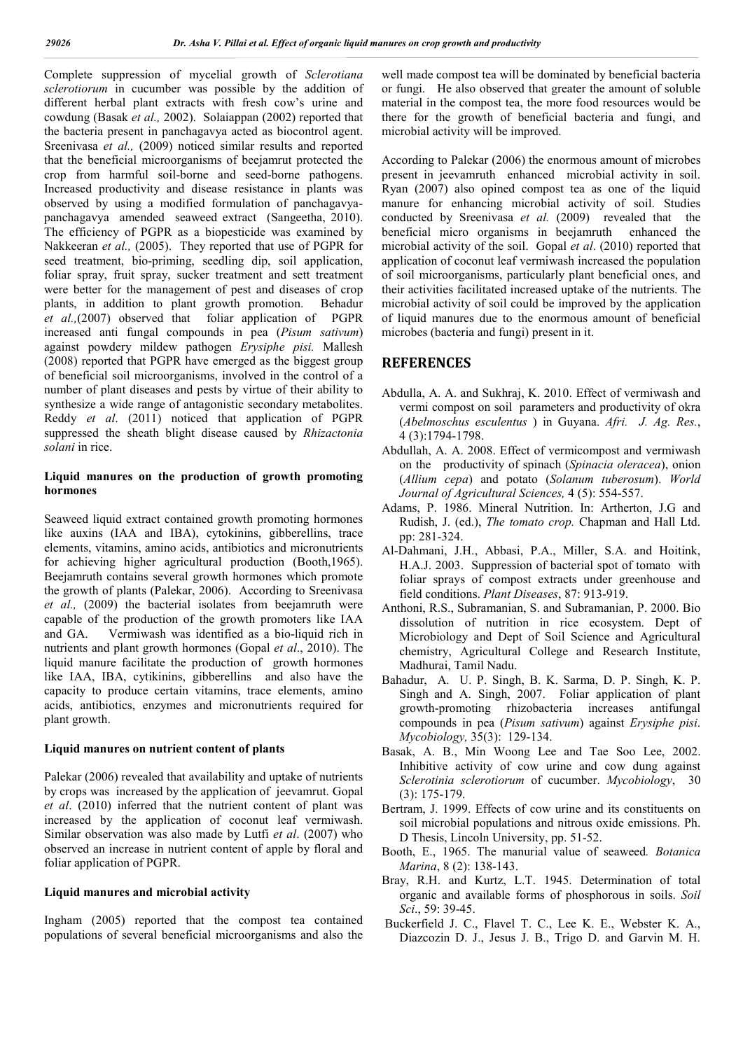Complete suppression of mycelial growth of *Sclerotiana sclerotiorum* in cucumber was possible by the addition of different herbal plant extracts with fresh cow's urine and cowdung (Basak *et al.,* 2002). Solaiappan (2002) reported that the bacteria present in panchagavya acted as biocontrol agent. Sreenivasa *et al.,* (2009) noticed similar results and reported that the beneficial microorganisms of beejamrut protected the crop from harmful soil-borne and seed-borne pathogens. Increased productivity and disease resistance in plants was observed by using a modified formulation of panchagavya-panchagavya amended seaweed extract (Sangeetha, 2010). The efficiency of PGPR as a biopesticide was examined by Nakkeeran *et al.,* (2005). They reported that use of PGPR for seed treatment, bio-priming, seedling dip, soil application, foliar spray, fruit spray, sucker treatment and sett treatment were better for the management of pest and diseases of crop plants, in addition to plant growth promotion. Behadur *et al.,*(2007) observed that foliar application of PGPR increased anti fungal compounds in pea (*Pisum sativum*) against powdery mildew pathogen *Erysiphe pisi.* Mallesh (2008) reported that PGPR have emerged as the biggest group of beneficial soil microorganisms, involved in the control of a number of plant diseases and pests by virtue of their ability to synthesize a wide range of antagonistic secondary metabolites. Reddy *et al*. (2011) noticed that application of PGPR suppressed the sheath blight disease caused by *Rhizactonia solani* in rice.

### Liquid manures on the production of growth promoting hormones

Seaweed liquid extract contained growth promoting hormones like auxins (IAA and IBA), cytokinins, gibberellins, trace elements, vitamins, amino acids, antibiotics and micronutrients for achieving higher agricultural production (Booth,1965). Beejamruth contains several growth hormones which promote the growth of plants (Palekar, 2006). According to Sreenivasa *et al.,* (2009) the bacterial isolates from beejamruth were capable of the production of the growth promoters like IAA and GA. Vermiwash was identified as a bio-liquid rich in nutrients and plant growth hormones (Gopal *et al*., 2010). The liquid manure facilitate the production of growth hormones like IAA, IBA, cytikinins, gibberellins and also have the capacity to produce certain vitamins, trace elements, amino acids, antibiotics, enzymes and micronutrients required for plant growth.

### Liquid manures on nutrient content of plants

Palekar (2006) revealed that availability and uptake of nutrients by crops was increased by the application of jeevamrut. Gopal *et al*. (2010) inferred that the nutrient content of plant was increased by the application of coconut leaf vermiwash. Similar observation was also made by Lutfi *et al*. (2007) who observed an increase in nutrient content of apple by floral and foliar application of PGPR.

### Liquid manures and microbial activity

Ingham (2005) reported that the compost tea contained populations of several beneficial microorganisms and also the well made compost tea will be dominated by beneficial bacteria or fungi. He also observed that greater the amount of soluble material in the compost tea, the more food resources would be there for the growth of beneficial bacteria and fungi, and microbial activity will be improved.

According to Palekar (2006) the enormous amount of microbes present in jeevamruth enhanced microbial activity in soil. Ryan (2007) also opined compost tea as one of the liquid manure for enhancing microbial activity of soil. Studies conducted by Sreenivasa *et al.* (2009) revealed that the beneficial micro organisms in beejamruth enhanced the microbial activity of the soil. Gopal *et al*. (2010) reported that application of coconut leaf vermiwash increased the population of soil microorganisms, particularly plant beneficial ones, and their activities facilitated increased uptake of the nutrients. The microbial activity of soil could be improved by the application of liquid manures due to the enormous amount of beneficial microbes (bacteria and fungi) present in it.

## REFERENCES

- Abdulla, A. A. and Sukhraj, K. 2010. Effect of vermiwash and vermi compost on soil parameters and productivity of okra (*Abelmoschus esculentus* ) in Guyana. *Afri. J. Ag. Res.*, 4 (3):1794-1798.
- Abdullah, A. A. 2008. Effect of vermicompost and vermiwash on the productivity of spinach (*Spinacia oleracea*), onion (*Allium cepa*) and potato (*Solanum tuberosum*). *World Journal of Agricultural Sciences,* 4 (5): 554-557.
- Adams, P. 1986. Mineral Nutrition. In: Artherton, J.G and Rudish, J. (ed.), *The tomato crop.* Chapman and Hall Ltd. pp: 281-324.
- Al-Dahmani, J.H., Abbasi, P.A., Miller, S.A. and Hoitink, H.A.J. 2003. Suppression of bacterial spot of tomato with foliar sprays of compost extracts under greenhouse and field conditions. *Plant Diseases*, 87: 913-919.
- Anthoni, R.S., Subramanian, S. and Subramanian, P. 2000. Bio dissolution of nutrition in rice ecosystem. Dept of Microbiology and Dept of Soil Science and Agricultural chemistry, Agricultural College and Research Institute, Madhurai, Tamil Nadu.
- Bahadur, A. U. P. Singh, B. K. Sarma, D. P. Singh, K. P. Singh and A. Singh, 2007. Foliar application of plant growth-promoting rhizobacteria increases antifungal compounds in pea (*Pisum sativum*) against *Erysiphe pisi*. *Mycobiology,* 35(3): 129-134.
- Basak, A. B., Min Woong Lee and Tae Soo Lee, 2002. Inhibitive activity of cow urine and cow dung against *Sclerotinia sclerotiorum* of cucumber. *Mycobiology*, 30 (3): 175-179.
- Bertram, J. 1999. Effects of cow urine and its constituents on soil microbial populations and nitrous oxide emissions. Ph. D Thesis, Lincoln University, pp. 51-52.
- Booth, E., 1965. The manurial value of seaweed*. Botanica Marina*, 8 (2): 138-143.
- Bray, R.H. and Kurtz, L.T. 1945. Determination of total organic and available forms of phosphorous in soils. *Soil Sci*., 59: 39-45.
- Buckerfield J. C., Flavel T. C., Lee K. E., Webster K. A., Diazcozin D. J., Jesus J. B., Trigo D. and Garvin M. H.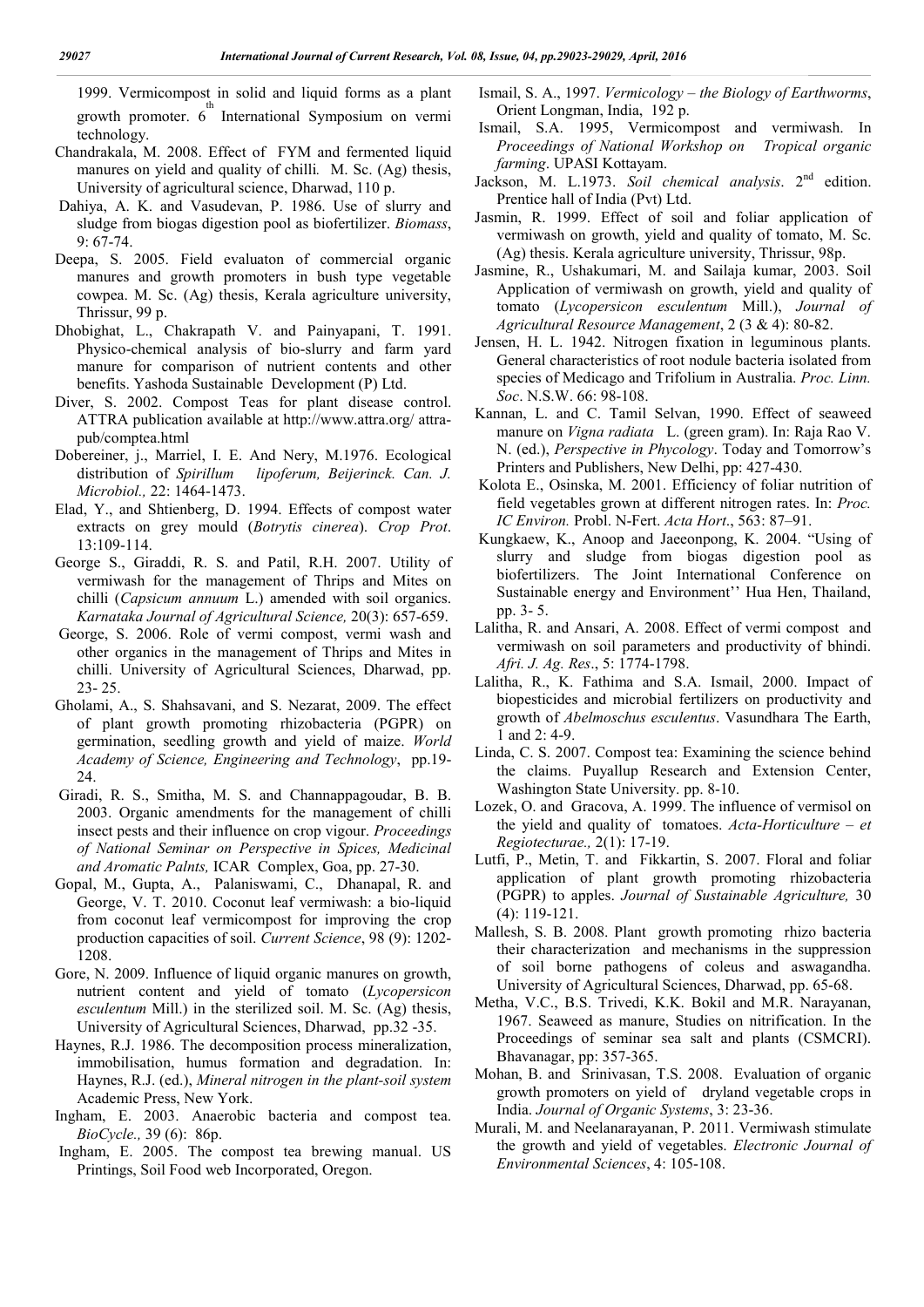1999. Vermicompost in solid and liquid forms as a plant growth promoter. 6th International Symposium on vermi technology.

Chandrakala, M. 2008. Effect of FYM and fermented liquid manures on yield and quality of chilli*.* M. Sc. (Ag) thesis, University of agricultural science, Dharwad, 110 p.

Dahiya, A. K. and Vasudevan, P. 1986. Use of slurry and sludge from biogas digestion pool as biofertilizer. *Biomass*, 9: 67-74.

Deepa, S. 2005. Field evaluaton of commercial organic manures and growth promoters in bush type vegetable cowpea. M. Sc. (Ag) thesis, Kerala agriculture university, Thrissur, 99 p.

Dhobighat, L., Chakrapath V. and Painyapani, T. 1991. Physico-chemical analysis of bio-slurry and farm yard manure for comparison of nutrient contents and other benefits. Yashoda Sustainable Development (P) Ltd.

Diver, S. 2002. Compost Teas for plant disease control. ATTRA publication available at http://www.attra.org/ attra-pub/comptea.html

Dobereiner, j., Marriel, I. E. And Nery, M.1976. Ecological distribution of *Spirillum lipoferum, Beijerinck. Can. J. Microbiol.,* 22: 1464-1473.

Elad, Y., and Shtienberg, D. 1994. Effects of compost water extracts on grey mould (*Botrytis cinerea*). *Crop Prot*. 13:109-114.

George S., Giraddi, R. S. and Patil, R.H. 2007. Utility of vermiwash for the management of Thrips and Mites on chilli (*Capsicum annuum* L.) amended with soil organics. *Karnataka Journal of Agricultural Science,* 20(3): 657-659.

George, S. 2006. Role of vermi compost, vermi wash and other organics in the management of Thrips and Mites in chilli. University of Agricultural Sciences, Dharwad, pp. 23- 25.

Gholami, A., S. Shahsavani, and S. Nezarat, 2009. The effect of plant growth promoting rhizobacteria (PGPR) on germination, seedling growth and yield of maize. *World Academy of Science, Engineering and Technology*, pp.19-24.

Giradi, R. S., Smitha, M. S. and Channappagoudar, B. B. 2003. Organic amendments for the management of chilli insect pests and their influence on crop vigour. *Proceedings of National Seminar on Perspective in Spices, Medicinal and Aromatic Palnts,* ICAR Complex, Goa, pp. 27-30.

Gopal, M., Gupta, A., Palaniswami, C., Dhanapal, R. and George, V. T. 2010. Coconut leaf vermiwash: a bio-liquid from coconut leaf vermicompost for improving the crop production capacities of soil. *Current Science*, 98 (9): 1202-1208.

Gore, N. 2009. Influence of liquid organic manures on growth, nutrient content and yield of tomato (*Lycopersicon esculentum* Mill.) in the sterilized soil. M. Sc. (Ag) thesis, University of Agricultural Sciences, Dharwad, pp.32 -35.

Haynes, R.J. 1986. The decomposition process mineralization, immobilisation, humus formation and degradation. In: Haynes, R.J. (ed.), *Mineral nitrogen in the plant-soil system* Academic Press, New York.

Ingham, E. 2003. Anaerobic bacteria and compost tea. *BioCycle.,* 39 (6): 86p.

Ingham, E. 2005. The compost tea brewing manual. US Printings, Soil Food web Incorporated, Oregon.

Ismail, S. A., 1997. *Vermicology – the Biology of Earthworms*, Orient Longman, India, 192 p.

Ismail, S.A. 1995, Vermicompost and vermiwash. In *Proceedings of National Workshop on Tropical organic farming*. UPASI Kottayam.

Jackson, M. L.1973. *Soil chemical analysis*. 2nd edition. Prentice hall of India (Pvt) Ltd.

Jasmin, R. 1999. Effect of soil and foliar application of vermiwash on growth, yield and quality of tomato, M. Sc. (Ag) thesis. Kerala agriculture university, Thrissur, 98p.

Jasmine, R., Ushakumari, M. and Sailaja kumar, 2003. Soil Application of vermiwash on growth, yield and quality of tomato (*Lycopersicon esculentum* Mill.), *Journal of Agricultural Resource Management*, 2 (3 & 4): 80-82.

Jensen, H. L. 1942. Nitrogen fixation in leguminous plants. General characteristics of root nodule bacteria isolated from species of Medicago and Trifolium in Australia. *Proc. Linn. Soc*. N.S.W. 66: 98-108.

Kannan, L. and C. Tamil Selvan, 1990. Effect of seaweed manure on *Vigna radiata* L. (green gram). In: Raja Rao V. N. (ed.), *Perspective in Phycology*. Today and Tomorrow's Printers and Publishers, New Delhi, pp: 427-430.

Kolota E., Osinska, M. 2001. Efficiency of foliar nutrition of field vegetables grown at different nitrogen rates. In: *Proc. IC Environ.* Probl. N-Fert. *Acta Hort*., 563: 87–91.

Kungkaew, K., Anoop and Jaeeonpong, K. 2004. "Using of slurry and sludge from biogas digestion pool as biofertilizers. The Joint International Conference on Sustainable energy and Environment'' Hua Hen, Thailand, pp. 3- 5.

Lalitha, R. and Ansari, A. 2008. Effect of vermi compost and vermiwash on soil parameters and productivity of bhindi. *Afri. J. Ag. Res*., 5: 1774-1798.

Lalitha, R., K. Fathima and S.A. Ismail, 2000. Impact of biopesticides and microbial fertilizers on productivity and growth of *Abelmoschus esculentus*. Vasundhara The Earth, 1 and 2: 4-9.

Linda, C. S. 2007. Compost tea: Examining the science behind the claims. Puyallup Research and Extension Center, Washington State University. pp. 8-10.

Lozek, O. and Gracova, A. 1999. The influence of vermisol on the yield and quality of tomatoes. *Acta-Horticulture – et Regiotecturae.,* 2(1): 17-19.

Lutfi, P., Metin, T. and Fikkartin, S. 2007. Floral and foliar application of plant growth promoting rhizobacteria (PGPR) to apples. *Journal of Sustainable Agriculture,* 30 (4): 119-121.

Mallesh, S. B. 2008. Plant growth promoting rhizo bacteria their characterization and mechanisms in the suppression of soil borne pathogens of coleus and aswagandha. University of Agricultural Sciences, Dharwad, pp. 65-68.

Metha, V.C., B.S. Trivedi, K.K. Bokil and M.R. Narayanan, 1967. Seaweed as manure, Studies on nitrification. In the Proceedings of seminar sea salt and plants (CSMCRI). Bhavanagar, pp: 357-365.

Mohan, B. and Srinivasan, T.S. 2008. Evaluation of organic growth promoters on yield of dryland vegetable crops in India. *Journal of Organic Systems*, 3: 23-36.

Murali, M. and Neelanarayanan, P. 2011. Vermiwash stimulate the growth and yield of vegetables. *Electronic Journal of Environmental Sciences*, 4: 105-108.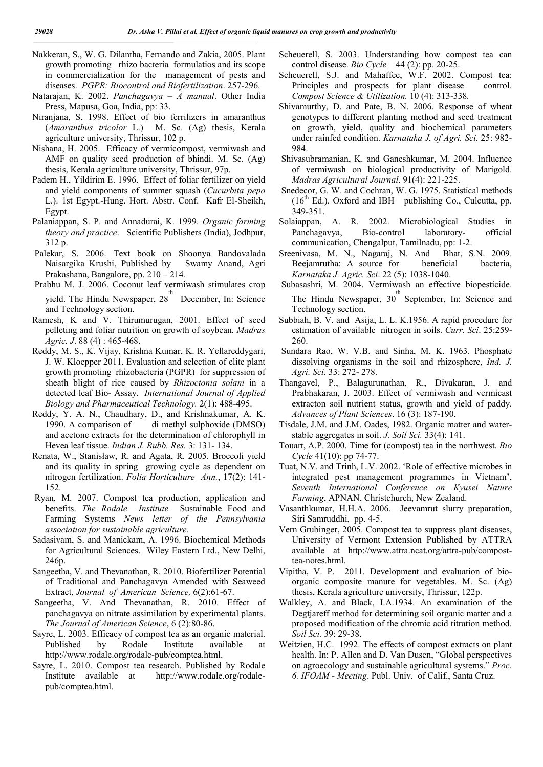Nakkeran, S., W. G. Dilantha, Fernando and Zakia, 2005. Plant growth promoting rhizo bacteria formulatios and its scope in commercialization for the management of pests and diseases. *PGPR: Biocontrol and Biofertilization*. 257-296.

Natarajan, K. 2002. *Panchagavya – A manual*. Other India Press, Mapusa, Goa, India, pp: 33.

Niranjana, S. 1998. Effect of bio ferrilizers in amaranthus (*Amaranthus tricolor* L.) M. Sc. (Ag) thesis, Kerala agriculture university, Thrissur, 102 p.

Nishana, H. 2005. Efficacy of vermicompost, vermiwash and AMF on quality seed production of bhindi. M. Sc. (Ag) thesis, Kerala agriculture university, Thrissur, 97p.

Padem H., Yildirim E. 1996. Effect of foliar fertilizer on yield and yield components of summer squash (*Cucurbita pepo* L.). 1st Egypt.-Hung. Hort. Abstr. Conf. Kafr El-Sheikh, Egypt.

Palaniappan, S. P. and Annadurai, K. 1999. *Organic farming theory and practice*. Scientific Publishers (India), Jodhpur, 312 p.

Palekar, S. 2006. Text book on Shoonya Bandovalada Naisargika Krushi, Published by Swamy Anand, Agri Prakashana, Bangalore, pp. 210 – 214.

Prabhu M. J. 2006. Coconut leaf vermiwash stimulates crop yield. The Hindu Newspaper, 28th December, In: Science and Technology section.

Ramesh, K and V. Thirumurugan, 2001. Effect of seed pelleting and foliar nutrition on growth of soybean. *Madras Agric. J*. 88 (4) : 465-468.

Reddy, M. S., K. Vijay, Krishna Kumar, K. R. Yellareddygari, J. W. Kloepper 2011. Evaluation and selection of elite plant growth promoting rhizobacteria (PGPR) for suppression of sheath blight of rice caused by *Rhizoctonia solani* in a detected leaf Bio- Assay. *International Journal of Applied Biology and Pharmaceutical Technology.* 2(1): 488-495.

Reddy, Y. A. N., Chaudhary, D., and Krishnakumar, A. K. 1990. A comparison of di methyl sulphoxide (DMSO) and acetone extracts for the determination of chlorophyll in Hevea leaf tissue. *Indian J. Rubb. Res.* 3: 131- 134.

Renata, W., Stanisław, R. and Agata, R. 2005. Broccoli yield and its quality in spring growing cycle as dependent on nitrogen fertilization. *Folia Horticulture Ann.*, 17(2): 141-152.

Ryan, M. 2007. Compost tea production, application and benefits. *The Rodale Institute* Sustainable Food and Farming Systems *News letter of the Pennsylvania association for sustainable agriculture.*

Sadasivam, S. and Manickam, A. 1996. Biochemical Methods for Agricultural Sciences. Wiley Eastern Ltd., New Delhi, 246p.

Sangeetha, V. and Thevanathan, R. 2010. Biofertilizer Potential of Traditional and Panchagavya Amended with Seaweed Extract, *Journal of American Science,* 6(2):61-67.

Sangeetha, V. And Thevanathan, R. 2010. Effect of panchagavya on nitrate assimilation by experimental plants. *The Journal of American Science*, 6 (2):80-86.

Sayre, L. 2003. Efficacy of compost tea as an organic material. Published by Rodale Institute available at http://www.rodale.org/rodale-pub/comptea.html.

Sayre, L. 2010. Compost tea research. Published by Rodale Institute available at http://www.rodale.org/rodale-pub/comptea.html.

Scheuerell, S. 2003. Understanding how compost tea can control disease. *Bio Cycle* 44 (2): pp. 20-25.

Scheuerell, S.J. and Mahaffee, W.F. 2002. Compost tea: Principles and prospects for plant disease control. *Compost Science & Utilization.* 10 (4): 313-338.

Shivamurthy, D. and Pate, B. N. 2006. Response of wheat genotypes to different planting method and seed treatment on growth, yield, quality and biochemical parameters under rainfed condition. *Karnataka J. of Agri. Sci.* 25: 982-984.

Shivasubramanian, K. and Ganeshkumar, M. 2004. Influence of vermiwash on biological productivity of Marigold. *Madras Agricultural Journal*. 91(4): 221-225.

Snedecor, G. W. and Cochran, W. G. 1975. Statistical methods (16th Ed.). Oxford and IBH publishing Co., Culcutta, pp. 349-351.

Solaiappan, A. R. 2002. Microbiological Studies in Panchagavya, Bio-control laboratory- official communication, Chengalput, Tamilnadu, pp: 1-2.

Sreenivasa, M. N., Nagaraj, N. And Bhat, S.N. 2009. Beejamrutha: A source for beneficial bacteria, *Karnataka J. Agric. Sci*. 22 (5): 1038-1040.

Subasashri, M. 2004. Vermiwash an effective biopesticide. The Hindu Newspaper, 30th September, In: Science and Technology section.

Subbiah, B. V. and Asija, L. L. K.1956. A rapid procedure for estimation of available nitrogen in soils. *Curr. Sci*. 25:259-260.

Sundara Rao, W. V.B. and Sinha, M. K. 1963. Phosphate dissolving organisms in the soil and rhizosphere, *Ind. J. Agri. Sci.* 33: 272- 278.

Thangavel, P., Balagurunathan, R., Divakaran, J. and Prabhakaran, J. 2003. Effect of vermiwash and vermicast extracton soil nutrient status, growth and yield of paddy. *Advances of Plant Sciences*. 16 (3): 187-190.

Tisdale, J.M. and J.M. Oades, 1982. Organic matter and water-stable aggregates in soil. *J. Soil Sci.* 33(4): 141.

Touart, A.P. 2000. Time for (compost) tea in the northwest. *Bio Cycle* 41(10): pp 74-77.

Tuat, N.V. and Trinh, L.V. 2002. 'Role of effective microbes in integrated pest management programmes in Vietnam', *Seventh International Conference on Kyusei Nature Farming*, APNAN, Christchurch, New Zealand.

Vasanthkumar, H.H.A. 2006. Jeevamrut slurry preparation, Siri Samruddhi, pp. 4-5.

Vern Grubinger, 2005. Compost tea to suppress plant diseases, University of Vermont Extension Published by ATTRA available at http://www.attra.ncat.org/attra-pub/compost-tea-notes.html.

Vipitha, V. P. 2011. Development and evaluation of bio-organic composite manure for vegetables. M. Sc. (Ag) thesis, Kerala agriculture university, Thrissur, 122p.

Walkley, A. and Black, I.A.1934. An examination of the Degtjareff method for determining soil organic matter and a proposed modification of the chromic acid titration method. *Soil Sci.* 39: 29-38.

Weitzien, H.C. 1992. The effects of compost extracts on plant health. In: P. Allen and D. Van Dusen, "Global perspectives on agroecology and sustainable agricultural systems." *Proc. 6. IFOAM - Meeting*. Publ. Univ. of Calif., Santa Cruz.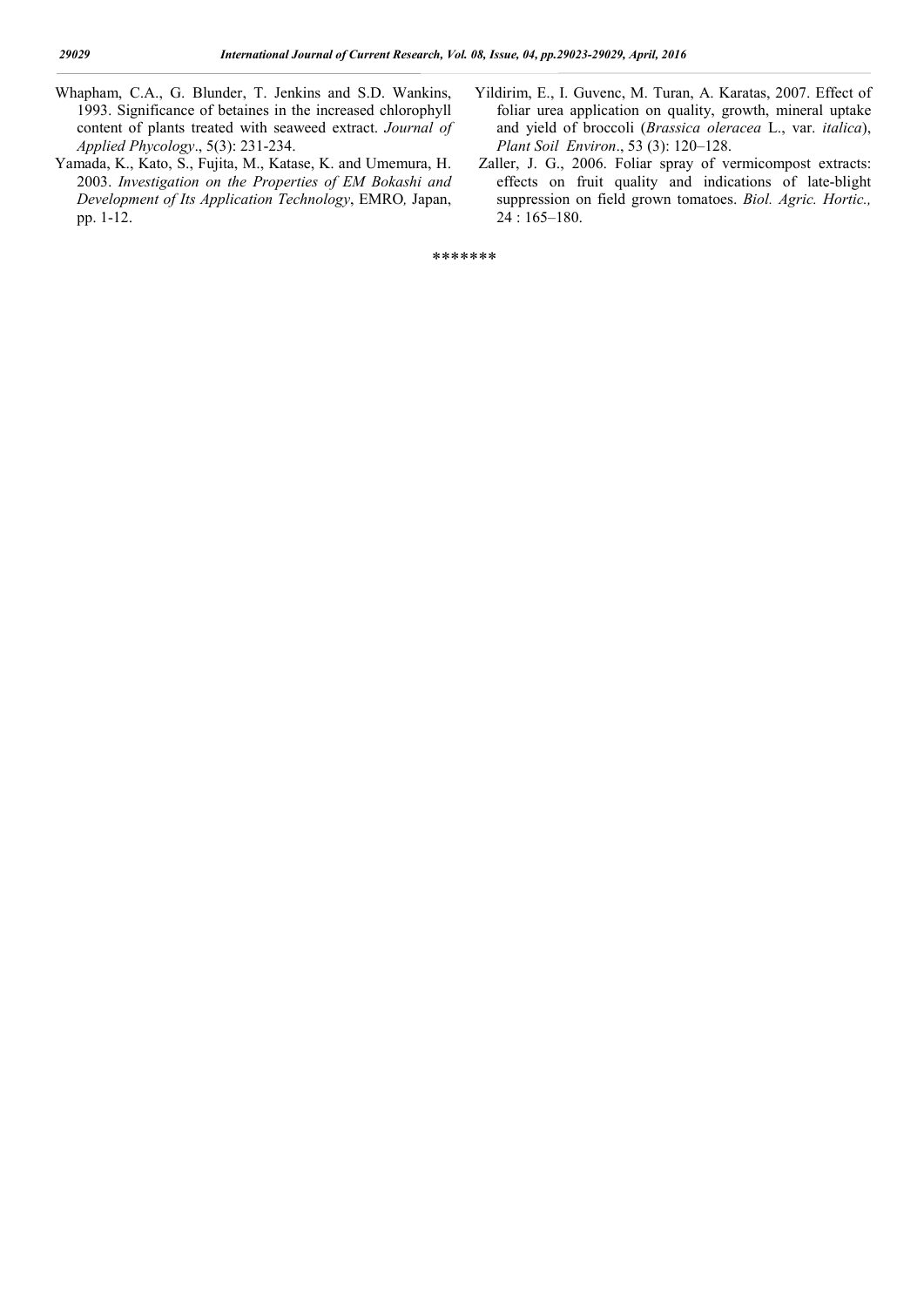Whapham, C.A., G. Blunder, T. Jenkins and S.D. Wankins, 1993. Significance of betaines in the increased chlorophyll content of plants treated with seaweed extract. *Journal of Applied Phycology*., 5(3): 231-234.

Yamada, K., Kato, S., Fujita, M., Katase, K. and Umemura, H. 2003. *Investigation on the Properties of EM Bokashi and Development of Its Application Technology*, EMRO*,* Japan, pp. 1-12.

Yildirim, E., I. Guvenc, M. Turan, A. Karatas, 2007. Effect of foliar urea application on quality, growth, mineral uptake and yield of broccoli (*Brassica oleracea* L., var. *italica*), *Plant Soil Environ*., 53 (3): 120–128.

Zaller, J. G., 2006. Foliar spray of vermicompost extracts: effects on fruit quality and indications of late-blight suppression on field grown tomatoes. *Biol. Agric. Hortic.,* 24 : 165–180.

*******